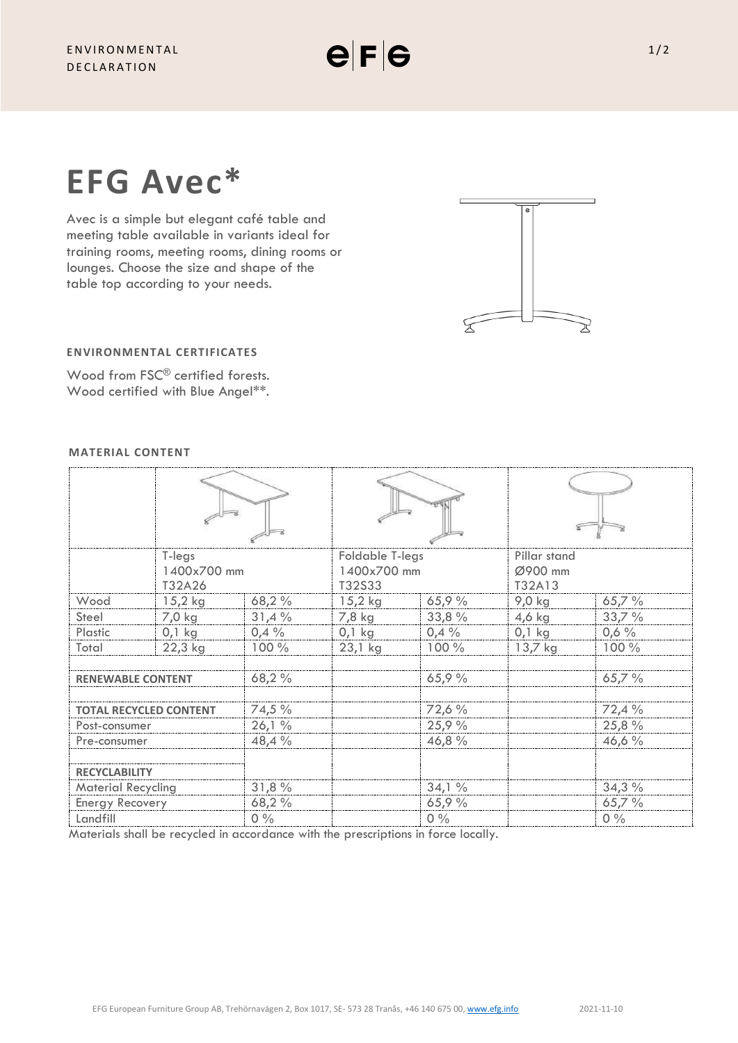ENVIRONMENTAL DECLARATION

# EFG Avec*

Avec is a simple but elegant café table and meeting table available in variants ideal for training rooms, meeting rooms, dining rooms or lounges. Choose the size and shape of the table top according to your needs.

### ENVIRONMENTAL CERTIFICATES

Wood from FSC® certified forests.
Wood certified with Blue Angel**.

### MATERIAL CONTENT

| | T-legs 1400x700 mm T32A26 | | Foldable T-legs 1400x700 mm T32S33 | | Pillar stand Ø900 mm T32A13 | |
|---|---|---|---|---|---|---|
| Wood | 15,2 kg | 68,2 % | 15,2 kg | 65,9 % | 9,0 kg | 65,7 % |
| Steel | 7,0 kg | 31,4 % | 7,8 kg | 33,8 % | 4,6 kg | 33,7 % |
| Plastic | 0,1 kg | 0,4 % | 0,1 kg | 0,4 % | 0,1 kg | 0,6 % |
| Total | 22,3 kg | 100 % | 23,1 kg | 100 % | 13,7 kg | 100 % |
| | | | | | | |
| **RENEWABLE CONTENT** | | 68,2 % | | 65,9 % | | 65,7 % |
| | | | | | | |
| **TOTAL RECYCLED CONTENT** | | 74,5 % | | 72,6 % | | 72,4 % |
| Post-consumer | | 26,1 % | | 25,9 % | | 25,8 % |
| Pre-consumer | | 48,4 % | | 46,8 % | | 46,6 % |
| | | | | | | |
| **RECYCLABILITY** | | | | | | |
| Material Recycling | | 31,8 % | | 34,1 % | | 34,3 % |
| Energy Recovery | | 68,2 % | | 65,9 % | | 65,7 % |
| Landfill | | 0 % | | 0 % | | 0 % |

Materials shall be recycled in accordance with the prescriptions in force locally.

EFG European Furniture Group AB, Trehörnavägen 2, Box 1017, SE- 573 28 Tranås, +46 140 675 00, www.efg.info 2021-11-10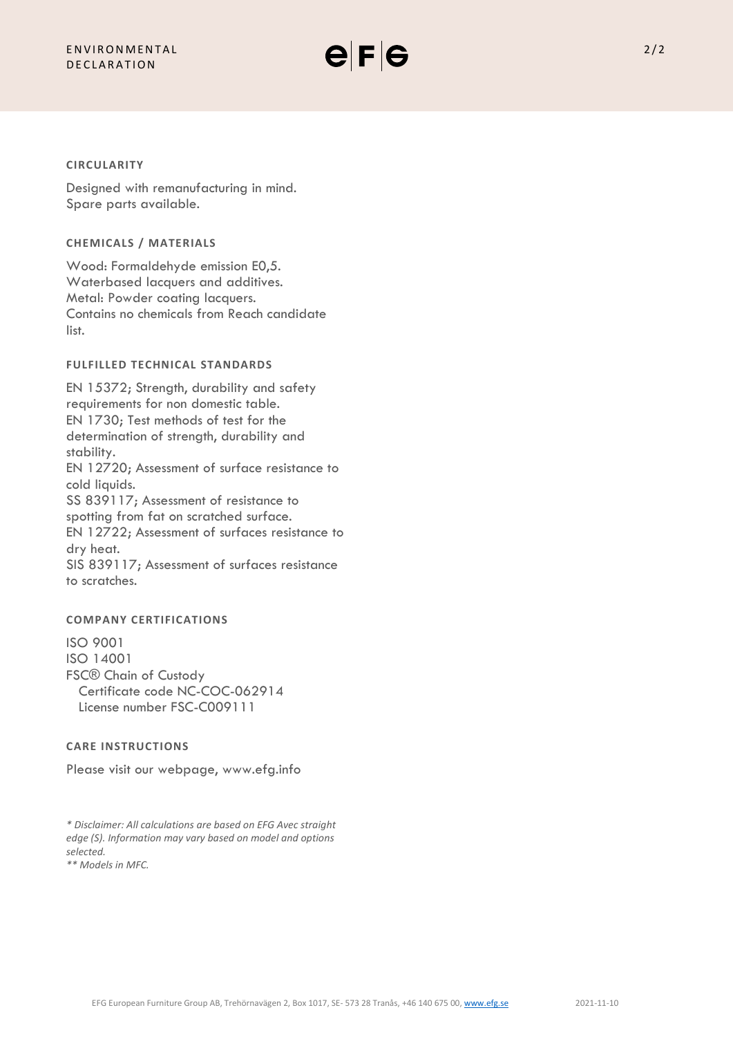## CIRCULARITY

Designed with remanufacturing in mind.
Spare parts available.

## CHEMICALS / MATERIALS

Wood: Formaldehyde emission E0,5.
Waterbased lacquers and additives.
Metal: Powder coating lacquers.
Contains no chemicals from Reach candidate list.

## FULFILLED TECHNICAL STANDARDS

EN 15372; Strength, durability and safety requirements for non domestic table.
EN 1730; Test methods of test for the determination of strength, durability and stability.
EN 12720; Assessment of surface resistance to cold liquids.
SS 839117; Assessment of resistance to spotting from fat on scratched surface.
EN 12722; Assessment of surfaces resistance to dry heat.
SIS 839117; Assessment of surfaces resistance to scratches.

## COMPANY CERTIFICATIONS

ISO 9001
ISO 14001
FSC® Chain of Custody
  Certificate code NC-COC-062914
  License number FSC-C009111

## CARE INSTRUCTIONS

Please visit our webpage, www.efg.info

*\* Disclaimer: All calculations are based on EFG Avec straight edge (S). Information may vary based on model and options selected.*
*\*\* Models in MFC.*

EFG European Furniture Group AB, Trehörnavägen 2, Box 1017, SE- 573 28 Tranås, +46 140 675 00, www.efg.se 2021-11-10